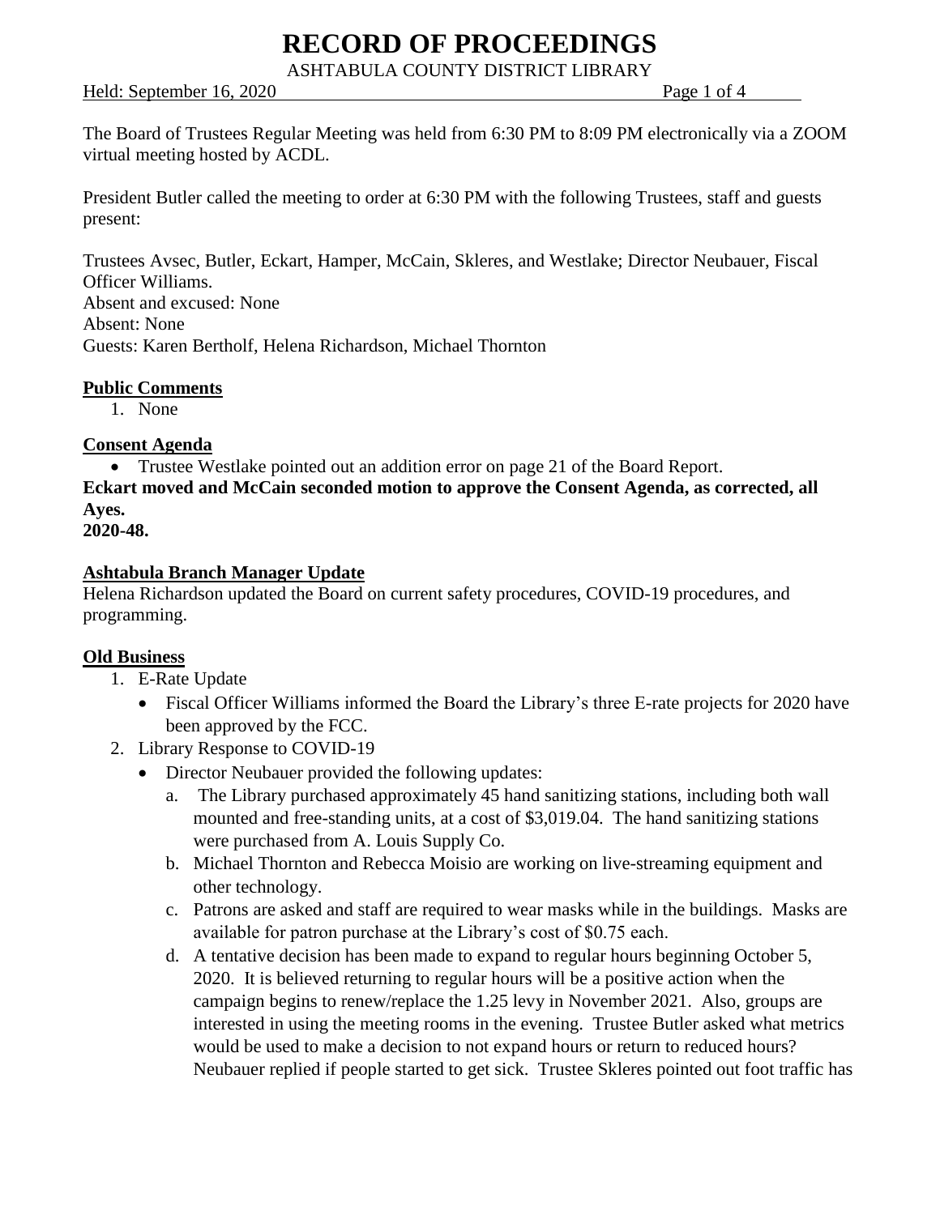# RECORD OF PROCEEDINGS

ASHTABULA COUNTY DISTRICT LIBRARY

Held: September 16, 2020

The Board of Trustees Regular Meeting was held from 6:30 PM to 8:09 PM electronically via a ZOOM virtual meeting hosted by ACDL.

President Butler called the meeting to order at 6:30 PM with the following Trustees, staff and guests present:

Trustees Avsec, Butler, Eckart, Hamper, McCain, Skleres, and Westlake; Director Neubauer, Fiscal Officer Williams.
Absent and excused: None
Absent: None
Guests: Karen Bertholf, Helena Richardson, Michael Thornton

**Public Comments**

1. None

**Consent Agenda**

- Trustee Westlake pointed out an addition error on page 21 of the Board Report.

**Eckart moved and McCain seconded motion to approve the Consent Agenda, as corrected, all Ayes.**
**2020-48.**

**Ashtabula Branch Manager Update**

Helena Richardson updated the Board on current safety procedures, COVID-19 procedures, and programming.

**Old Business**

1. E-Rate Update
   - Fiscal Officer Williams informed the Board the Library's three E-rate projects for 2020 have been approved by the FCC.
2. Library Response to COVID-19
   - Director Neubauer provided the following updates:
     a. The Library purchased approximately 45 hand sanitizing stations, including both wall mounted and free-standing units, at a cost of $3,019.04. The hand sanitizing stations were purchased from A. Louis Supply Co.
     b. Michael Thornton and Rebecca Moisio are working on live-streaming equipment and other technology.
     c. Patrons are asked and staff are required to wear masks while in the buildings. Masks are available for patron purchase at the Library's cost of $0.75 each.
     d. A tentative decision has been made to expand to regular hours beginning October 5, 2020. It is believed returning to regular hours will be a positive action when the campaign begins to renew/replace the 1.25 levy in November 2021. Also, groups are interested in using the meeting rooms in the evening. Trustee Butler asked what metrics would be used to make a decision to not expand hours or return to reduced hours? Neubauer replied if people started to get sick. Trustee Skleres pointed out foot traffic has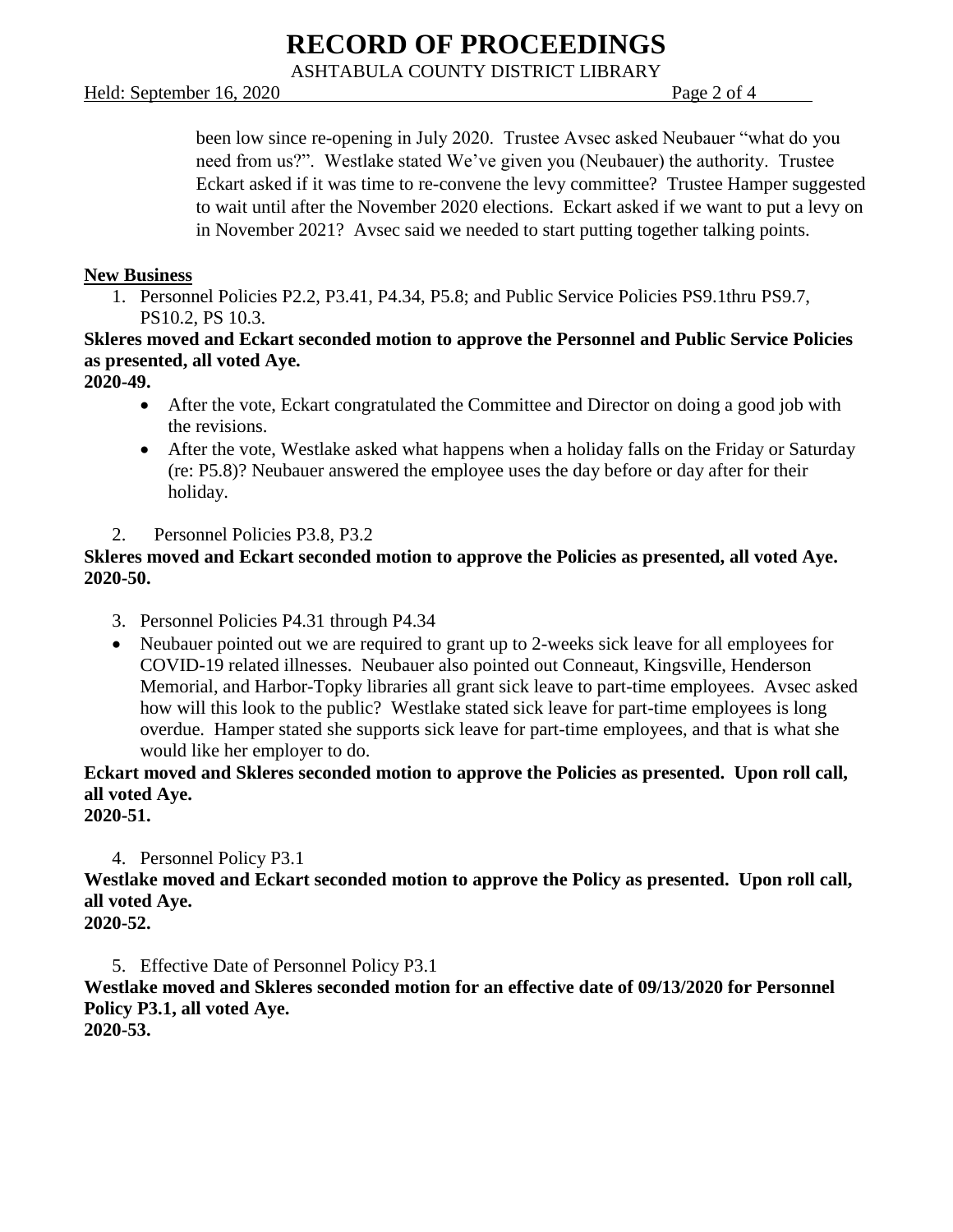been low since re-opening in July 2020. Trustee Avsec asked Neubauer "what do you need from us?". Westlake stated We've given you (Neubauer) the authority. Trustee Eckart asked if it was time to re-convene the levy committee? Trustee Hamper suggested to wait until after the November 2020 elections. Eckart asked if we want to put a levy on in November 2021? Avsec said we needed to start putting together talking points.

**New Business**

1. Personnel Policies P2.2, P3.41, P4.34, P5.8; and Public Service Policies PS9.1thru PS9.7, PS10.2, PS 10.3.

**Skleres moved and Eckart seconded motion to approve the Personnel and Public Service Policies as presented, all voted Aye.**

**2020-49.**

- After the vote, Eckart congratulated the Committee and Director on doing a good job with the revisions.
- After the vote, Westlake asked what happens when a holiday falls on the Friday or Saturday (re: P5.8)? Neubauer answered the employee uses the day before or day after for their holiday.

2. Personnel Policies P3.8, P3.2

**Skleres moved and Eckart seconded motion to approve the Policies as presented, all voted Aye.**
**2020-50.**

3. Personnel Policies P4.31 through P4.34

- Neubauer pointed out we are required to grant up to 2-weeks sick leave for all employees for COVID-19 related illnesses. Neubauer also pointed out Conneaut, Kingsville, Henderson Memorial, and Harbor-Topky libraries all grant sick leave to part-time employees. Avsec asked how will this look to the public? Westlake stated sick leave for part-time employees is long overdue. Hamper stated she supports sick leave for part-time employees, and that is what she would like her employer to do.

**Eckart moved and Skleres seconded motion to approve the Policies as presented. Upon roll call, all voted Aye.**
**2020-51.**

4. Personnel Policy P3.1

**Westlake moved and Eckart seconded motion to approve the Policy as presented. Upon roll call, all voted Aye.**
**2020-52.**

5. Effective Date of Personnel Policy P3.1

**Westlake moved and Skleres seconded motion for an effective date of 09/13/2020 for Personnel Policy P3.1, all voted Aye.**
**2020-53.**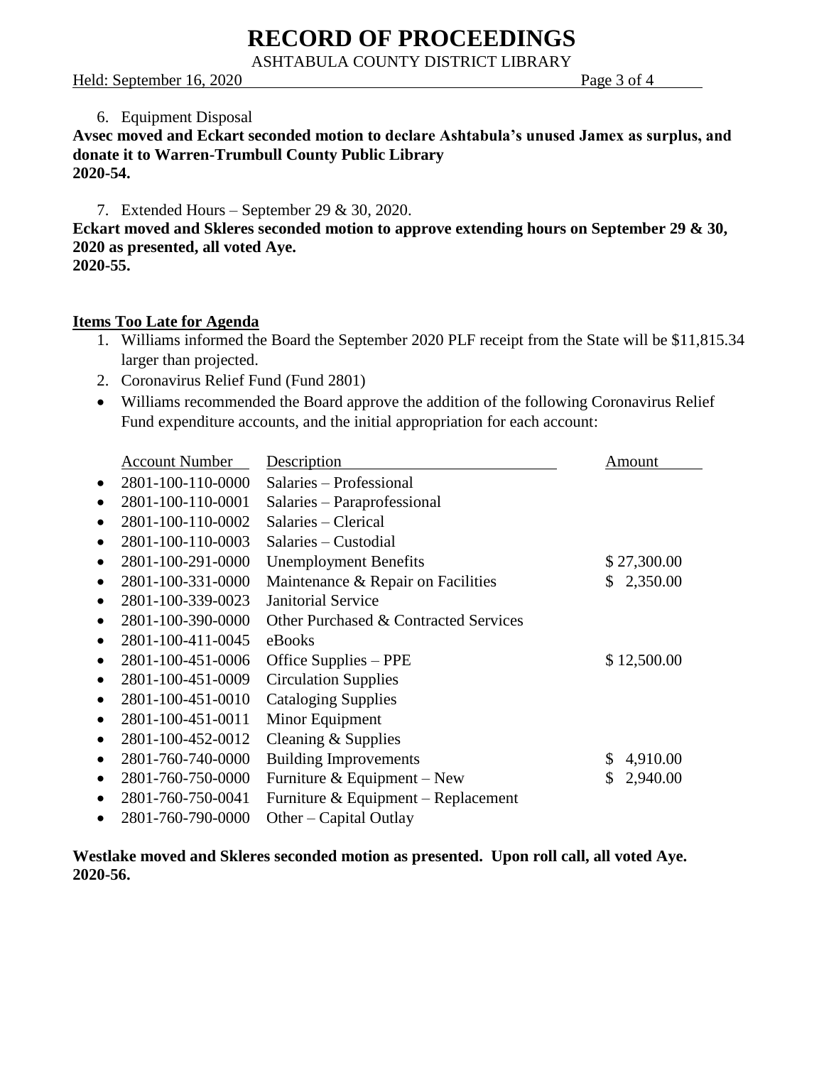6. Equipment Disposal

**Avsec moved and Eckart seconded motion to declare Ashtabula's unused Jamex as surplus, and donate it to Warren-Trumbull County Public Library**
**2020-54.**

7. Extended Hours – September 29 & 30, 2020.

**Eckart moved and Skleres seconded motion to approve extending hours on September 29 & 30, 2020 as presented, all voted Aye.**
**2020-55.**

## Items Too Late for Agenda

1. Williams informed the Board the September 2020 PLF receipt from the State will be $11,815.34 larger than projected.
2. Coronavirus Relief Fund (Fund 2801)

- Williams recommended the Board approve the addition of the following Coronavirus Relief Fund expenditure accounts, and the initial appropriation for each account:

| Account Number | Description | Amount |
|---|---|---|
| 2801-100-110-0000 | Salaries – Professional | |
| 2801-100-110-0001 | Salaries – Paraprofessional | |
| 2801-100-110-0002 | Salaries – Clerical | |
| 2801-100-110-0003 | Salaries – Custodial | |
| 2801-100-291-0000 | Unemployment Benefits | $ 27,300.00 |
| 2801-100-331-0000 | Maintenance & Repair on Facilities | $ 2,350.00 |
| 2801-100-339-0023 | Janitorial Service | |
| 2801-100-390-0000 | Other Purchased & Contracted Services | |
| 2801-100-411-0045 | eBooks | |
| 2801-100-451-0006 | Office Supplies – PPE | $ 12,500.00 |
| 2801-100-451-0009 | Circulation Supplies | |
| 2801-100-451-0010 | Cataloging Supplies | |
| 2801-100-451-0011 | Minor Equipment | |
| 2801-100-452-0012 | Cleaning & Supplies | |
| 2801-760-740-0000 | Building Improvements | $ 4,910.00 |
| 2801-760-750-0000 | Furniture & Equipment – New | $ 2,940.00 |
| 2801-760-750-0041 | Furniture & Equipment – Replacement | |
| 2801-760-790-0000 | Other – Capital Outlay | |

**Westlake moved and Skleres seconded motion as presented. Upon roll call, all voted Aye.**
**2020-56.**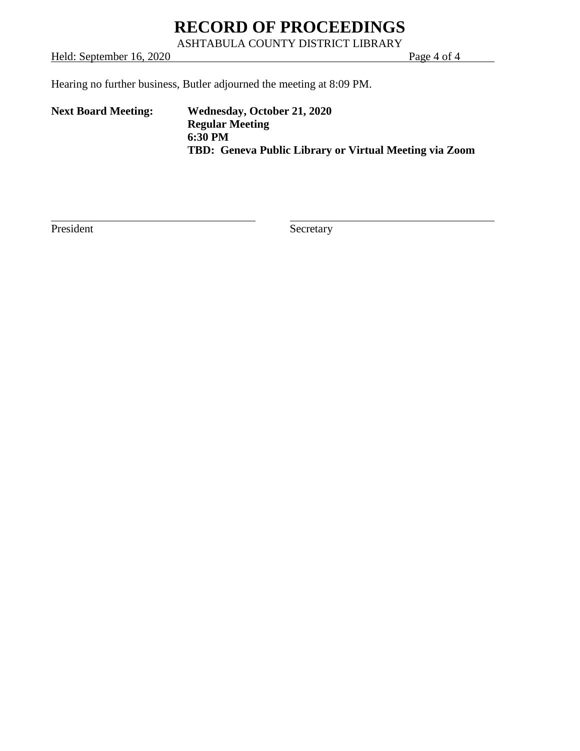Hearing no further business, Butler adjourned the meeting at 8:09 PM.

**Next Board Meeting:** **Wednesday, October 21, 2020**
**Regular Meeting**
**6:30 PM**
**TBD: Geneva Public Library or Virtual Meeting via Zoom**

\_\_\_\_\_\_\_\_\_\_\_\_\_\_\_\_\_\_\_\_\_\_\_\_\_\_\_\_\_\_\_\_\_\_\_\_
President

\_\_\_\_\_\_\_\_\_\_\_\_\_\_\_\_\_\_\_\_\_\_\_\_\_\_\_\_\_\_\_\_\_\_\_\_
Secretary